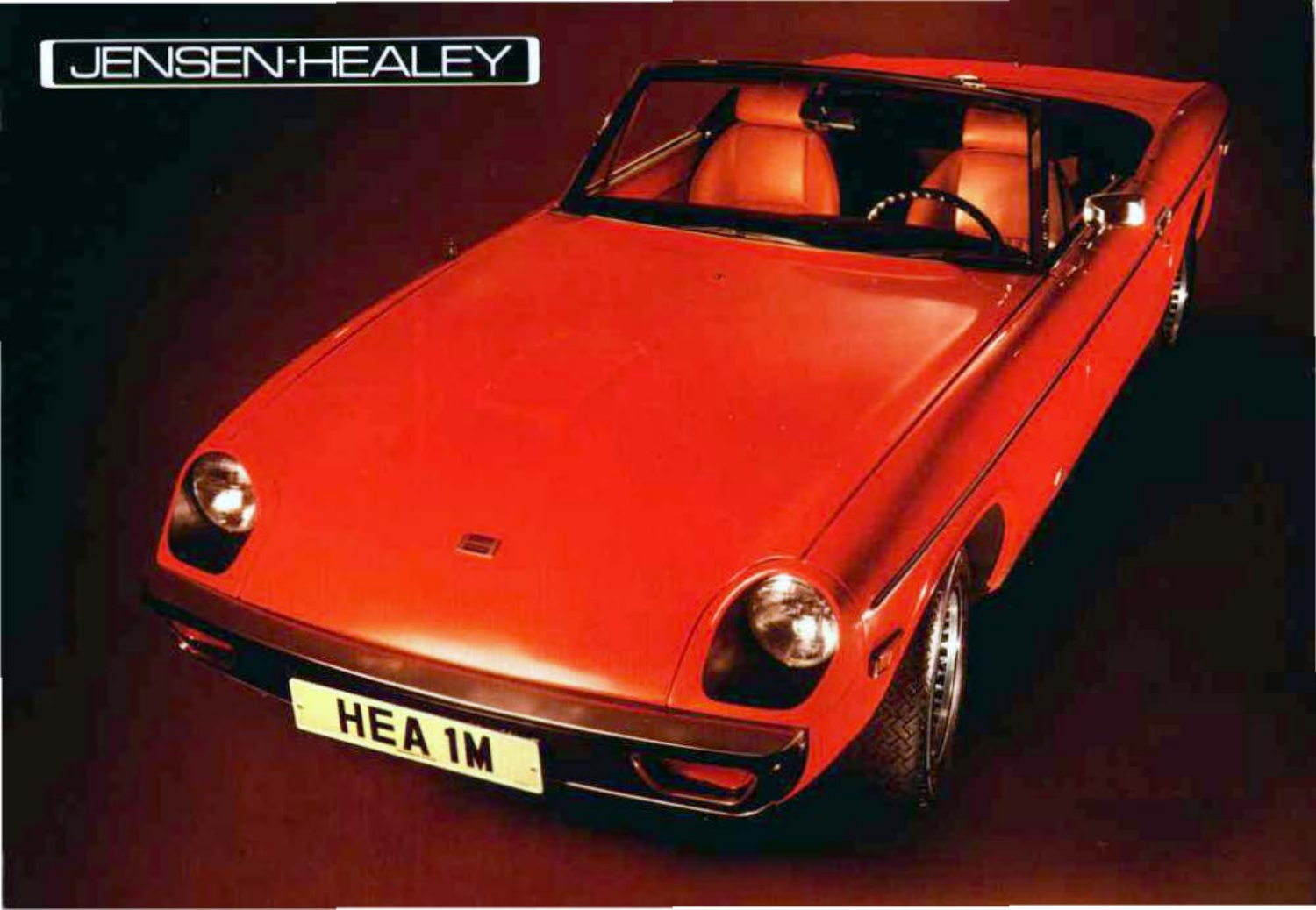# JENSEN-HEALEY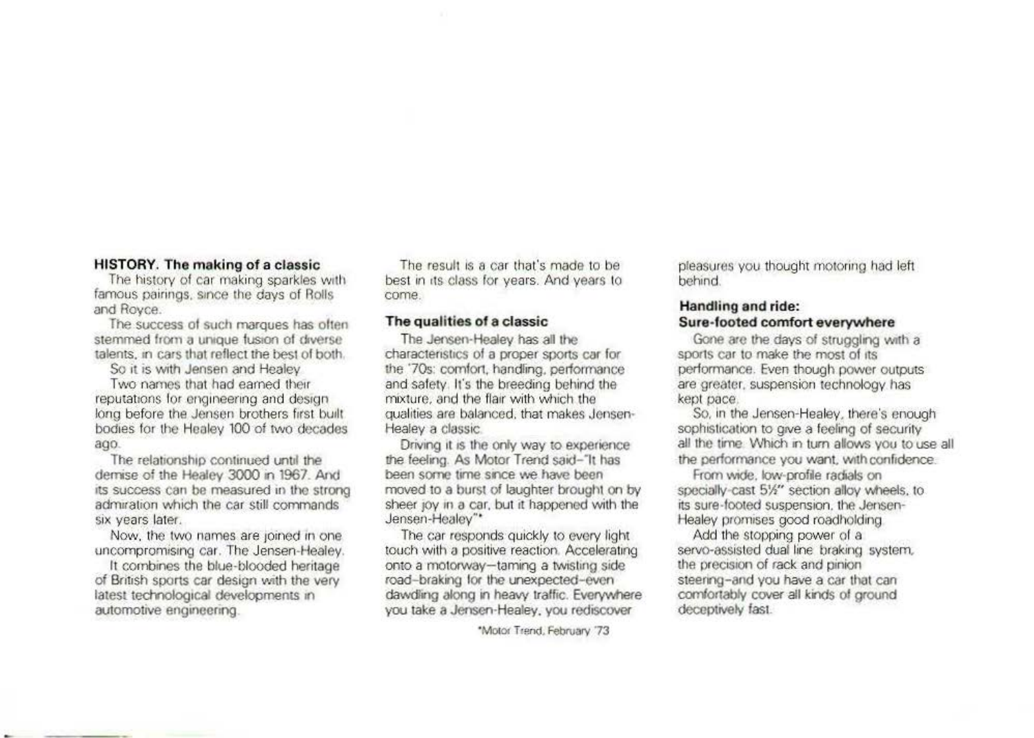## HISTORY. The making of a classic

The history of car making sparkles with famous pairings, since the days of Rolls and Royce.

The success of such marques has often stemmed from a unique fusion of diverse talents, in cars that reflect the best of both.

So it is with Jensen and Healey.

Two names that had earned their reputations for engineering and design long before the Jensen brothers first built bodies for the Healey 100 of two decades ago.

The relationship continued until the demise of the Healey 3000 in 1967. And its success can be measured in the strong admiration which the car still commands six years later.

Now, the two names are joined in one uncompromising car. The Jensen-Healey.

It combines the blue-blooded heritage of British sports car design with the very latest technological developments in automotive engineering.

The result is a car that's made to be best in its class for years. And years to come.

### The qualities of a classic

The Jensen-Healey has all the characteristics of a proper sports car for the '70s: comfort, handling, performance and safety. It's the breeding behind the mixture, and the flair with which the qualities are balanced, that makes Jensen-Healey a classic.

Driving it is the only way to experience the feeling. As Motor Trend said–"It has been some time since we have been moved to a burst of laughter brought on by sheer joy in a car, but it happened with the Jensen-Healey"*

The car responds quickly to every light touch with a positive reaction. Accelerating onto a motorway–taming a twisting side road–braking for the unexpected–even dawdling along in heavy traffic. Everywhere you take a Jensen-Healey, you rediscover pleasures you thought motoring had left behind.

*Motor Trend, February '73

### Handling and ride: Sure-footed comfort everywhere

Gone are the days of struggling with a sports car to make the most of its performance. Even though power outputs are greater, suspension technology has kept pace.

So, in the Jensen-Healey, there's enough sophistication to give a feeling of security all the time. Which in turn allows you to use all the performance you want, with confidence.

From wide, low-profile radials on specially-cast 5½" section alloy wheels, to its sure-footed suspension, the Jensen-Healey promises good roadholding.

Add the stopping power of a servo-assisted dual line braking system, the precision of rack and pinion steering–and you have a car that can comfortably cover all kinds of ground deceptively fast.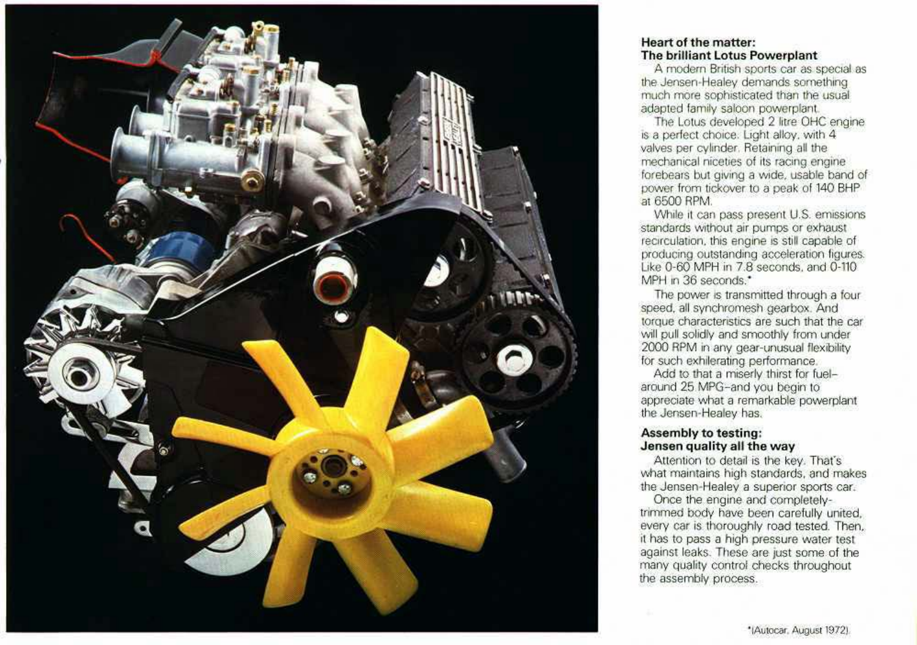## Heart of the matter: The brilliant Lotus Powerplant

A modern British sports car as special as the Jensen-Healey demands something much more sophisticated than the usual adapted family saloon powerplant.

The Lotus developed 2 litre OHC engine is a perfect choice. Light alloy, with 4 valves per cylinder. Retaining all the mechanical niceties of its racing engine forebears but giving a wide, usable band of power from tickover to a peak of 140 BHP at 6500 RPM.

While it can pass present U.S. emissions standards without air pumps or exhaust recirculation, this engine is still capable of producing outstanding acceleration figures. Like 0-60 MPH in 7.8 seconds, and 0-110 MPH in 36 seconds.*

The power is transmitted through a four speed, all synchromesh gearbox. And torque characteristics are such that the car will pull solidly and smoothly from under 2000 RPM in any gear-unusual flexibility for such exhilerating performance.

Add to that a miserly thirst for fuel–around 25 MPG–and you begin to appreciate what a remarkable powerplant the Jensen-Healey has.

## Assembly to testing: Jensen quality all the way

Attention to detail is the key. That's what maintains high standards, and makes the Jensen-Healey a superior sports car.

Once the engine and completely-trimmed body have been carefully united, every car is thoroughly road tested. Then, it has to pass a high pressure water test against leaks. These are just some of the many quality control checks throughout the assembly process.

*(Autocar, August 1972).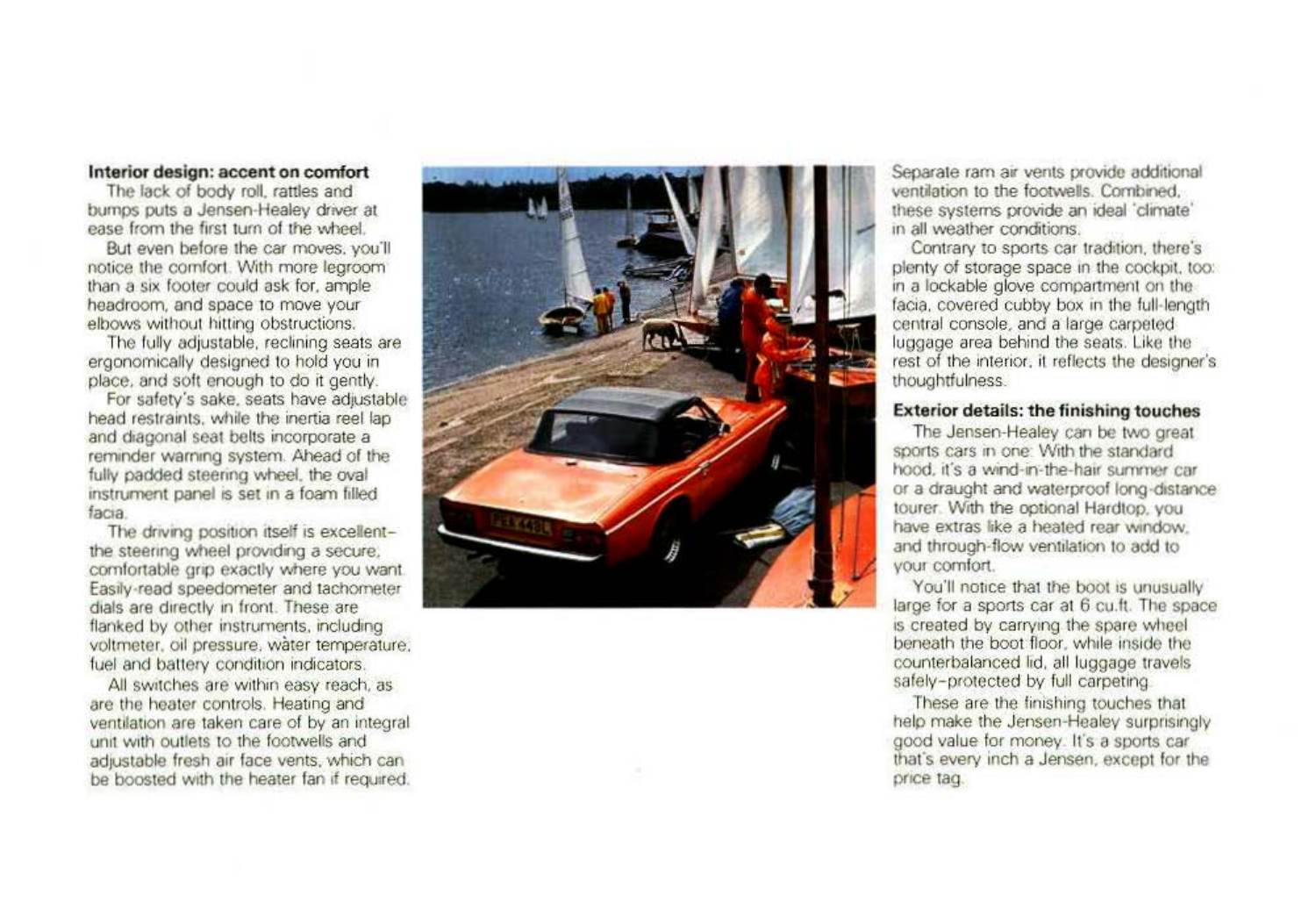**Interior design: accent on comfort**

The lack of body roll, rattles and bumps puts a Jensen-Healey driver at ease from the first turn of the wheel.

But even before the car moves, you'll notice the comfort. With more legroom than a six footer could ask for, ample headroom, and space to move your elbows without hitting obstructions.

The fully adjustable, reclining seats are ergonomically designed to hold you in place, and soft enough to do it gently.

For safety's sake, seats have adjustable head restraints, while the inertia reel lap and diagonal seat belts incorporate a reminder warning system. Ahead of the fully padded steering wheel, the oval instrument panel is set in a foam filled facia.

The driving position itself is excellent–the steering wheel providing a secure, comfortable grip exactly where you want. Easily-read speedometer and tachometer dials are directly in front. These are flanked by other instruments, including voltmeter, oil pressure, water temperature, fuel and battery condition indicators.

All switches are within easy reach, as are the heater controls. Heating and ventilation are taken care of by an integral unit with outlets to the footwells and adjustable fresh air face vents, which can be boosted with the heater fan if required. Separate ram air vents provide additional ventilation to the footwells. Combined, these systems provide an ideal 'climate' in all weather conditions.

Contrary to sports car tradition, there's plenty of storage space in the cockpit, too: in a lockable glove compartment on the facia, covered cubby box in the full-length central console, and a large carpeted luggage area behind the seats. Like the rest of the interior, it reflects the designer's thoughtfulness.

**Exterior details: the finishing touches**

The Jensen-Healey can be two great sports cars in one: With the standard hood, it's a wind-in-the-hair summer car or a draught and waterproof long-distance tourer. With the optional Hardtop, you have extras like a heated rear window, and through-flow ventilation to add to your comfort.

You'll notice that the boot is unusually large for a sports car at 6 cu.ft. The space is created by carrying the spare wheel beneath the boot floor, while inside the counterbalanced lid, all luggage travels safely–protected by full carpeting.

These are the finishing touches that help make the Jensen-Healey surprisingly good value for money. It's a sports car that's every inch a Jensen, except for the price tag.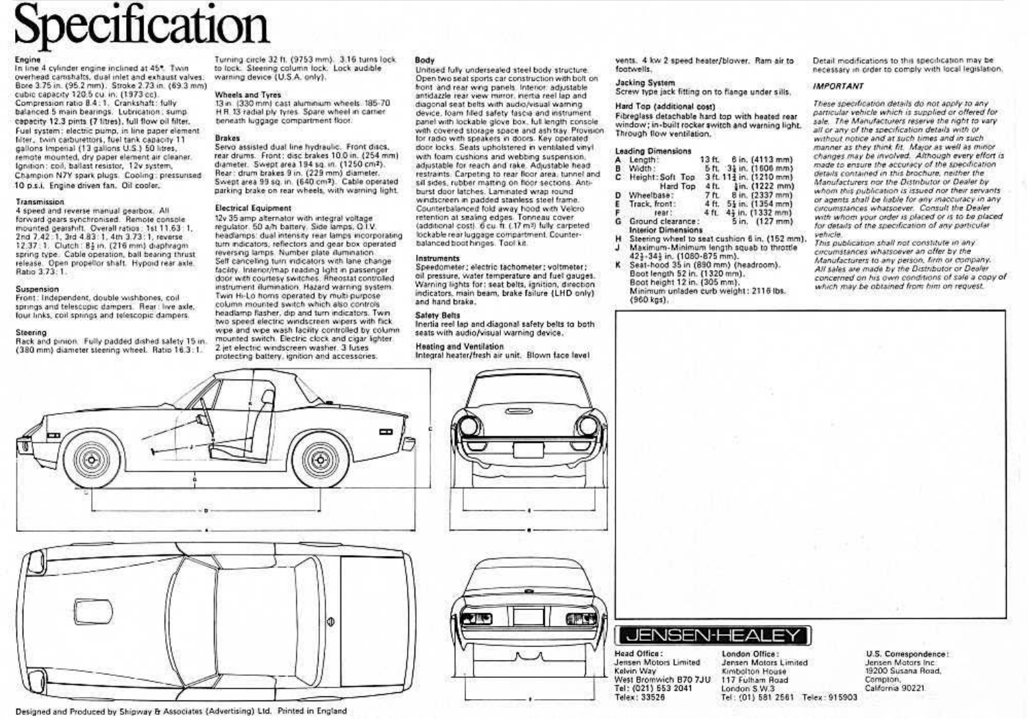# Specification

**Engine**
In line 4 cylinder engine inclined at 45°. Twin overhead camshafts, dual inlet and exhaust valves. Bore 3.75 in. (95.2 mm). Stroke 2.73 in. (69.3 mm) cubic capacity 120.5 cu. in. (1973 cc). Compression ratio 8.4 : 1. Crankshaft: fully balanced 5 main bearings. Lubrication: sump capacity 12.3 pints (7 litres), full flow oil filter. Fuel system: electric pump, in line paper element filter, twin carburettors, fuel tank capacity 11 gallons Imperial (13 gallons U.S.) 50 litres, remote mounted, dry paper element air cleaner. Ignition: coil, ballast resistor, 12v system, Champion N7Y spark plugs. Cooling: pressurised 10 p.s.i. Engine driven fan. Oil cooler.

**Transmission**
4 speed and reverse manual gearbox. All forward gears synchronised. Remote console mounted gearshift. Overall ratios: 1st 11.63 : 1, 2nd 7.42 : 1, 3rd 4.83 : 1, 4th 3.73 : 1; reverse 12.37 : 1. Clutch: 8½ in. (216 mm) diaphragm spring type. Cable operation, ball bearing thrust release. Open propellor shaft. Hypoid rear axle. Ratio 3.73 : 1.

**Suspension**
Front: Independent, double wishbones, coil springs and telescopic dampers. Rear: live axle, four links, coil springs and telescopic dampers.

**Steering**
Rack and pinion. Fully padded dished safety 15 in. (380 mm) diameter steering wheel. Ratio 16.3 : 1. Turning circle 32 ft. (9753 mm). 3.16 turns lock to lock. Steering column lock. Lock audible warning device (U.S.A. only).

**Wheels and Tyres**
13 in. (330 mm) cast aluminium wheels. 185-70 H.R. 13 radial ply tyres. Spare wheel in carrier beneath luggage compartment floor.

**Brakes**
Servo assisted dual line hydraulic. Front discs, rear drums. Front: disc brakes 10.0 in. (254 mm) diameter. Swept area 194 sq. in. (1250 cm²). Rear: drum brakes 9 in. (229 mm) diameter. Swept area 99 sq. in. (640 cm²). Cable operated parking brake on rear wheels, with warning light.

**Electrical Equipment**
12v 35 amp alternator with integral voltage regulator. 50 a/h battery. Side lamps, Q.I.V. headlamps: dual intensity rear lamps incorporating turn indicators, reflectors and gear box operated reversing lamps. Number plate illumination. Self cancelling turn indicators with lane change facility. Interior/map reading light in passenger door with courtesy switches. Rheostat controlled instrument illumination. Hazard warning system. Twin Hi-Lo horns operated by multi-purpose column mounted switch which also controls headlamp flasher, dip and turn indicators. Twin two speed electric windscreen wipers with flick wipe and wipe wash facility controlled by column mounted switch. Electric clock and cigar lighter. 2 jet electric windscreen washer. 3 fuses protecting battery, ignition and accessories.

**Body**
Unitised fully undersealed steel body structure. Open two seat sports car construction with bolt on front and rear wing panels. Interior: adjustable antidazzle rear view mirror, inertia reel lap and diagonal seat belts with audio/visual warning device, foam filled safety fascia and instrument panel with lockable glove box, full length console with covered storage space and ash tray. Provision for radio with speakers in doors. Key operated door locks. Seats upholstered in ventilated vinyl with foam cushions and webbing suspension, adjustable for reach and rake. Adjustable head restraints. Carpeting to rear floor area, tunnel and sill sides, rubber matting on floor sections. Anti-burst door latches. Laminated wrap round windscreen in padded stainless steel frame. Counterbalanced fold away hood with Velcro retention at sealing edges. Tonneau cover (additional cost). 6 cu. ft. (.17 m³) fully carpeted lockable rear luggage compartment. Counter-balanced boot hinges. Tool kit.

**Instruments**
Speedometer; electric tachometer; voltmeter; oil pressure, water temperature and fuel gauges. Warning lights for: seat belts, ignition, direction indicators, main beam, brake failure (LHD only) and hand brake.

**Safety Belts**
Inertia reel lap and diagonal safety belts to both seats with audio/visual warning device.

**Heating and Ventilation**
Integral heater/fresh air unit. Blown face level vents. 4 kw 2 speed heater/blower. Ram air to footwells.

**Jacking System**
Screw type jack fitting on to flange under sills.

**Hard Top (additional cost)**
Fibreglass detachable hard top with heated rear window; in-built rocker switch and warning light. Through flow ventilation.

**Leading Dimensions**

| | | | |
|---|---|---|---|
| A | Length: | 13 ft. 6 in. | (4113 mm) |
| B | Width: | 5 ft. 3¼ in. | (1606 mm) |
| C | Height: Soft Top | 3 ft. 11¾ in. | (1210 mm) |
| | Hard Top | 4 ft. ⅛ in. | (1222 mm) |
| D | Wheelbase: | 7 ft. 8 in. | (2337 mm) |
| E | Track, front: | 4 ft. 5¼ in. | (1354 mm) |
| F | rear: | 4 ft. 4½ in. | (1332 mm) |
| G | Ground clearance: | 5 in. | (127 mm) |

**Interior Dimensions**

H Steering wheel to seat cushion 6 in. (152 mm).
J Maximum-Minimum length squab to throttle 42½-34½ in. (1080-875 mm).
K Seat-hood 35 in (890 mm) (headroom).
Boot length 52 in. (1320 mm).
Boot height 12 in. (305 mm).
Minimum unladen curb weight: 2116 lbs. (960 kgs).

Detail modifications to this specification may be necessary in order to comply with local legislation.

***IMPORTANT***

*These specification details do not apply to any particular vehicle which is supplied or offered for sale. The Manufacturers reserve the right to vary all or any of the specification details with or without notice and at such times and in such manner as they think fit. Major as well as minor changes may be involved. Although every effort is made to ensure the accuracy of the specification details contained in this brochure, neither the Manufacturers nor the Distributor or Dealer by whom this publication is issued nor their servants or agents shall be liable for any inaccuracy in any circumstances whatsoever. Consult the Dealer with whom your order is placed or is to be placed for details of the specification of any particular vehicle.*

*This publication shall not constitute in any circumstances whatsoever an offer by the Manufacturers to any person, firm or company. All sales are made by the Distributor or Dealer concerned on his own conditions of sale a copy of which may be obtained from him on request.*

A B C D E F G

**JENSEN-HEALEY**

**Head Office:**
Jensen Motors Limited
Kelvin Way
West Bromwich B70 7JU
Tel: (021) 553 2041
Telex: 33526

**London Office:**
Jensen Motors Limited
Kimbolton House
117 Fulham Road
London S.W.3
Tel: (01) 581 2561 Telex: 915903

**U.S. Correspondence:**
Jensen Motors Inc.
19200 Susana Road,
Compton,
California 90221

Designed and Produced by Shipway & Associates (Advertising) Ltd. Printed in England